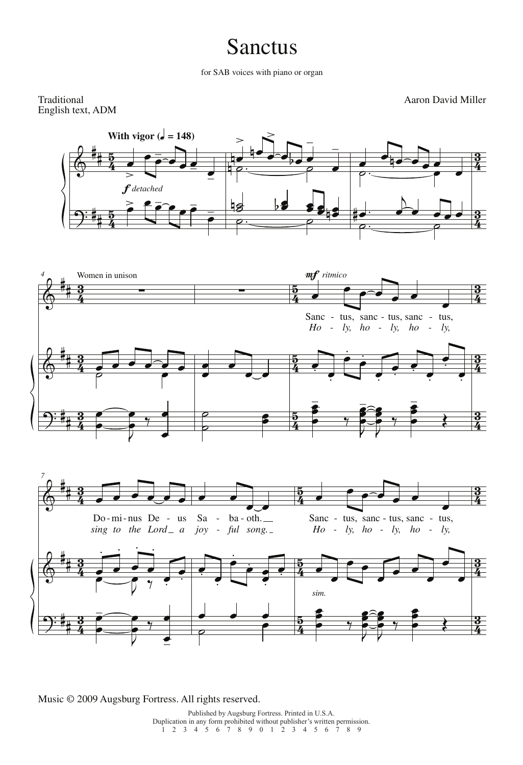# Sanctus

for SAB voices with piano or organ

Traditional
English text, ADM

Aaron David Miller

Music © 2009 Augsburg Fortress. All rights reserved.

Published by Augsburg Fortress. Printed in U.S.A.
Duplication in any form prohibited without publisher's written permission.
1 2 3 4 5 6 7 8 9 0 1 2 3 4 5 6 7 8 9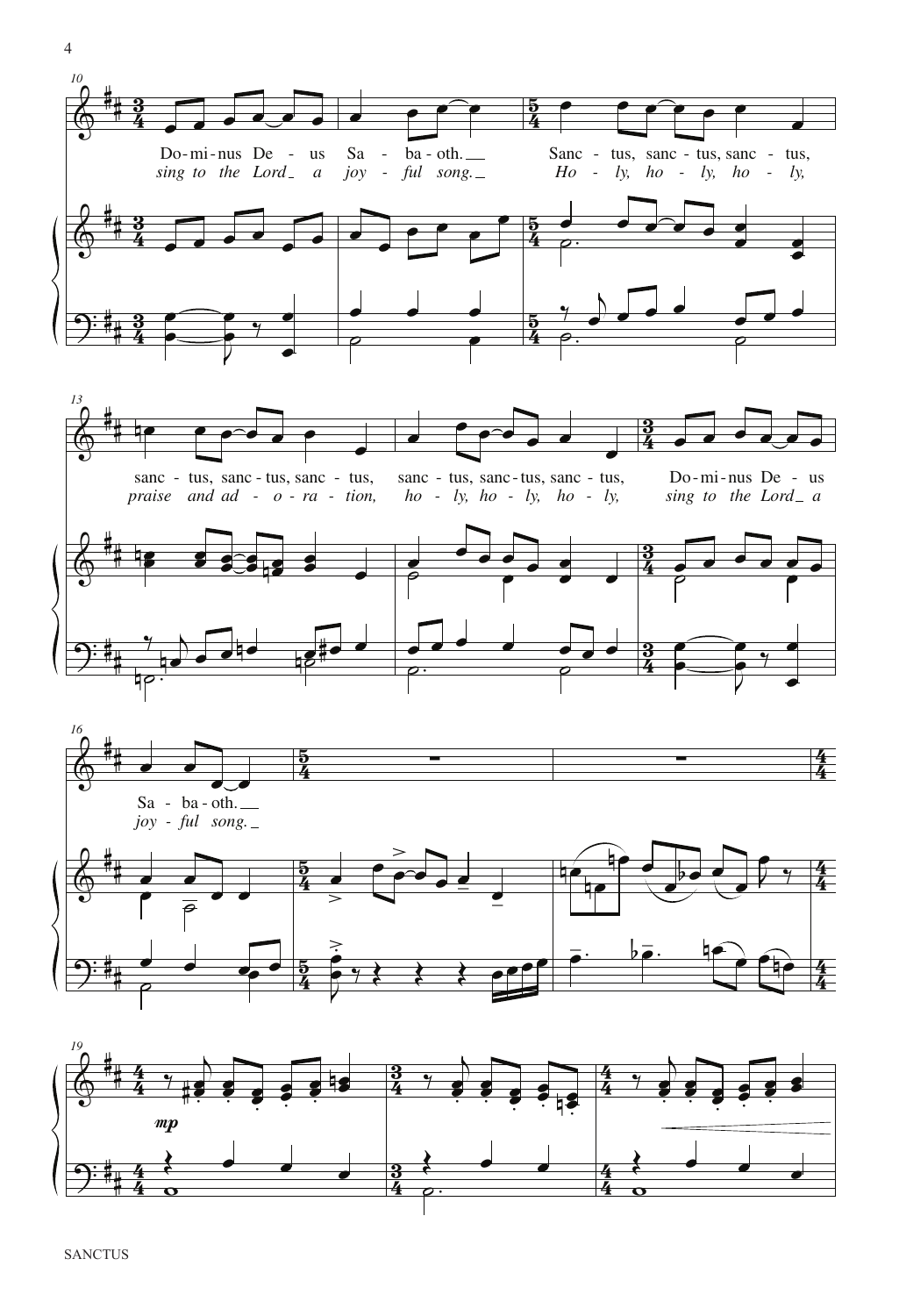Do-mi-nus De - us Sa - ba - oth. Sanc - tus, sanc - tus, sanc - tus,
*sing to the Lord a joy - ful song. Ho - ly, ho - ly, ho - ly,*

sanc - tus, sanc - tus, sanc - tus, sanc - tus, sanc - tus, sanc - tus, Do-mi-nus De - us
*praise and ad - o - ra - tion, ho - ly, ho - ly, ho - ly, sing to the Lord a*

Sa - ba - oth.
*joy - ful song.*

*mp*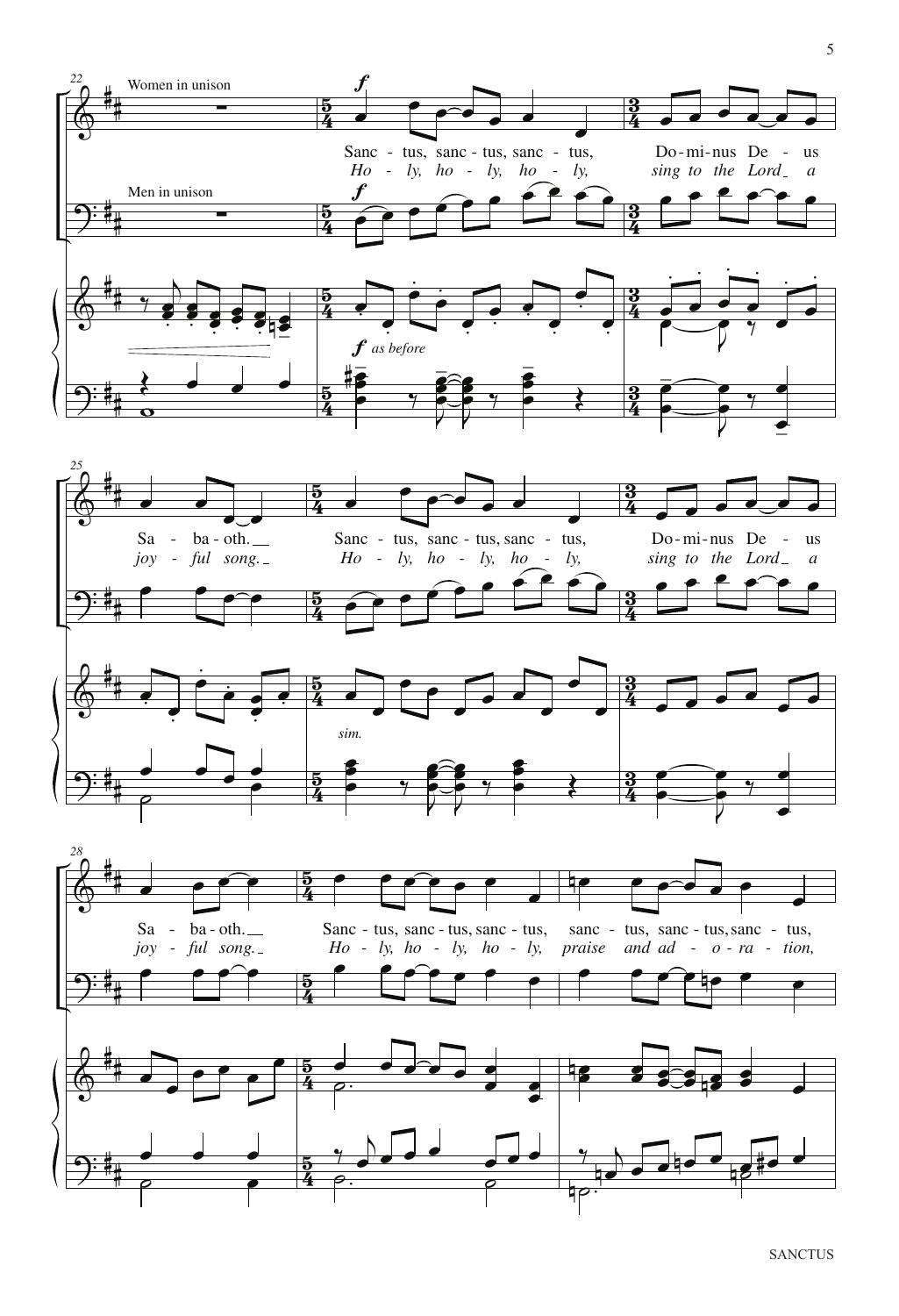Women in unison

Men in unison

Sanc - tus, sanc - tus, sanc - tus, Do - mi - nus De - us

*Ho - ly, ho - ly, ho - ly, sing to the Lord a*

*f as before*

Sa - ba - oth. Sanc - tus, sanc - tus, sanc - tus, Do - mi - nus De - us

*joy - ful song. Ho - ly, ho - ly, ho - ly, sing to the Lord a*

*sim.*

Sa - ba - oth. Sanc - tus, sanc - tus, sanc - tus, sanc - tus, sanc - tus, sanc - tus,

*joy - ful song. Ho - ly, ho - ly, ho - ly, praise and ad - o - ra - tion,*